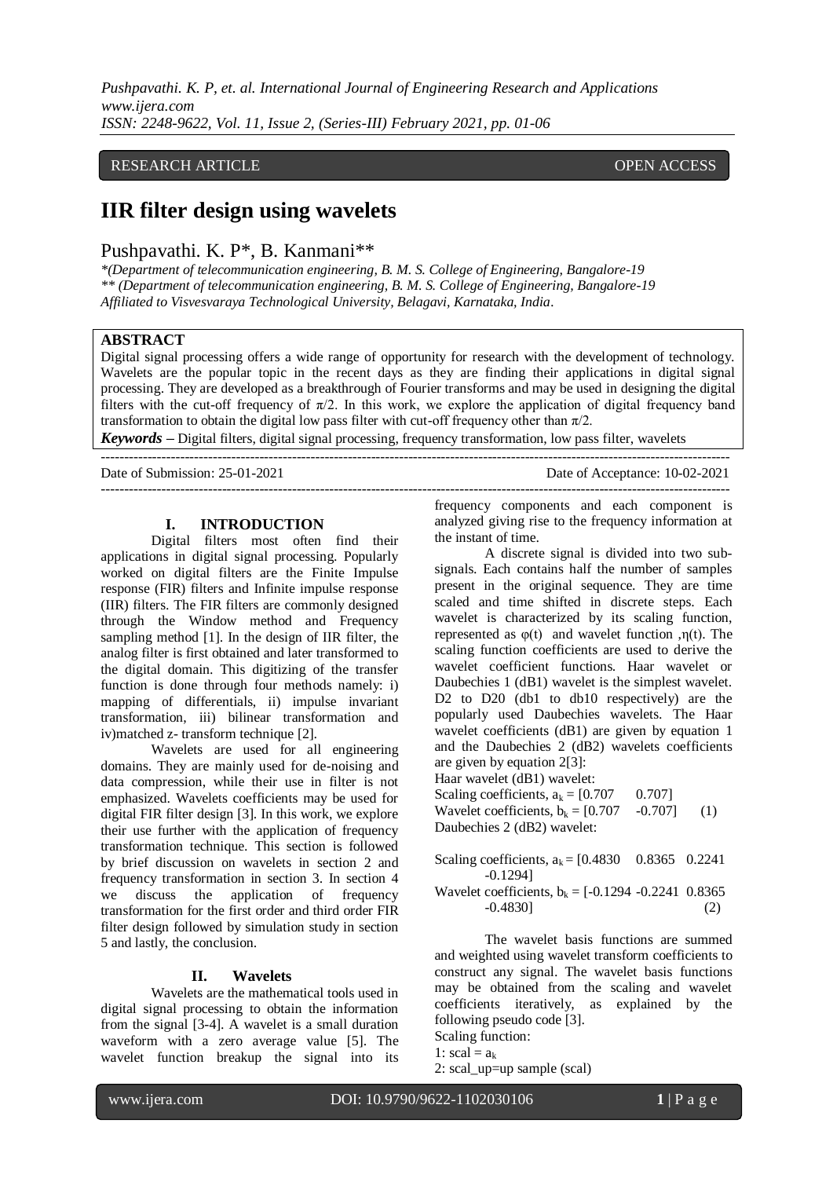RESEARCH ARTICLE OPEN ACCESS

# IIR filter design using wavelets

Pushpavathi. K. P*, B. Kanmani**

*(Department of telecommunication engineering, B. M. S. College of Engineering, Bangalore-19

** (Department of telecommunication engineering, B. M. S. College of Engineering, Bangalore-19

Affiliated to Visvesvaraya Technological University, Belagavi, Karnataka, India.

## ABSTRACT

Digital signal processing offers a wide range of opportunity for research with the development of technology. Wavelets are the popular topic in the recent days as they are finding their applications in digital signal processing. They are developed as a breakthrough of Fourier transforms and may be used in designing the digital filters with the cut-off frequency of $\pi/2$. In this work, we explore the application of digital frequency band transformation to obtain the digital low pass filter with cut-off frequency other than $\pi/2$.

***Keywords*** **–** Digital filters, digital signal processing, frequency transformation, low pass filter, wavelets

Date of Submission: 25-01-2021 Date of Acceptance: 10-02-2021

## I. INTRODUCTION

Digital filters most often find their applications in digital signal processing. Popularly worked on digital filters are the Finite Impulse response (FIR) filters and Infinite impulse response (IIR) filters. The FIR filters are commonly designed through the Window method and Frequency sampling method [1]. In the design of IIR filter, the analog filter is first obtained and later transformed to the digital domain. This digitizing of the transfer function is done through four methods namely: i) mapping of differentials, ii) impulse invariant transformation, iii) bilinear transformation and iv)matched z- transform technique [2].

Wavelets are used for all engineering domains. They are mainly used for de-noising and data compression, while their use in filter is not emphasized. Wavelets coefficients may be used for digital FIR filter design [3]. In this work, we explore their use further with the application of frequency transformation technique. This section is followed by brief discussion on wavelets in section 2 and frequency transformation in section 3. In section 4 we discuss the application of frequency transformation for the first order and third order FIR filter design followed by simulation study in section 5 and lastly, the conclusion.

## II. Wavelets

Wavelets are the mathematical tools used in digital signal processing to obtain the information from the signal [3-4]. A wavelet is a small duration waveform with a zero average value [5]. The wavelet function breakup the signal into its frequency components and each component is analyzed giving rise to the frequency information at the instant of time.

A discrete signal is divided into two sub-signals. Each contains half the number of samples present in the original sequence. They are time scaled and time shifted in discrete steps. Each wavelet is characterized by its scaling function, represented as $\varphi(t)$ and wavelet function ,$\eta(t)$. The scaling function coefficients are used to derive the wavelet coefficient functions. Haar wavelet or Daubechies 1 (dB1) wavelet is the simplest wavelet. D2 to D20 (db1 to db10 respectively) are the popularly used Daubechies wavelets. The Haar wavelet coefficients (dB1) are given by equation 1 and the Daubechies 2 (dB2) wavelets coefficients are given by equation 2[3]:

Haar wavelet (dB1) wavelet:

Scaling coefficients, $a_k$ = [0.707 0.707]

Wavelet coefficients, $b_k$ = [0.707 -0.707] (1)

Daubechies 2 (dB2) wavelet:

Scaling coefficients, $a_k$ = [0.4830 0.8365 0.2241 -0.1294]

Wavelet coefficients, $b_k$ = [-0.1294 -0.2241 0.8365 -0.4830] (2)

The wavelet basis functions are summed and weighted using wavelet transform coefficients to construct any signal. The wavelet basis functions may be obtained from the scaling and wavelet coefficients iteratively, as explained by the following pseudo code [3].

Scaling function:

1: scal = $a_k$

2: scal_up=up sample (scal)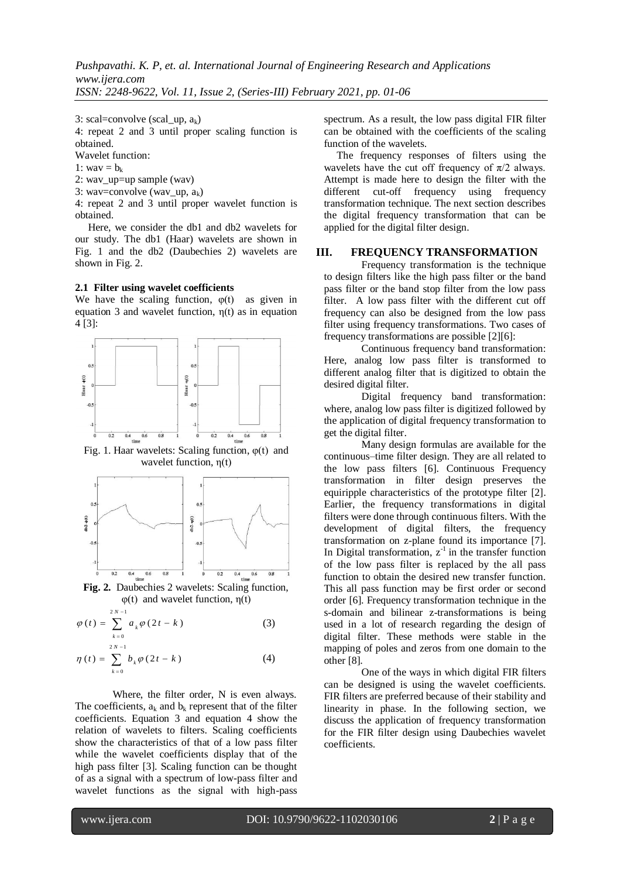3: scal=convolve (scal_up, $a_k$)

4: repeat 2 and 3 until proper scaling function is obtained.

Wavelet function:

1: wav = $b_k$

2: wav_up=up sample (wav)

3: wav=convolve (wav_up, $a_k$)

4: repeat 2 and 3 until proper wavelet function is obtained.

Here, we consider the db1 and db2 wavelets for our study. The db1 (Haar) wavelets are shown in Fig. 1 and the db2 (Daubechies 2) wavelets are shown in Fig. 2.

### 2.1 Filter using wavelet coefficients

We have the scaling function, φ(t) as given in equation 3 and wavelet function, η(t) as in equation 4 [3]:

Fig. 1. Haar wavelets: Scaling function, φ(t) and wavelet function, η(t)

**Fig. 2.** Daubechies 2 wavelets: Scaling function, φ(t) and wavelet function, η(t)

$$\varphi(t) = \sum_{k=0}^{2N-1} a_k \varphi(2t-k) \tag{3}$$

$$\eta(t) = \sum_{k=0}^{2N-1} b_k \varphi(2t-k) \tag{4}$$

Where, the filter order, N is even always. The coefficients, $a_k$ and $b_k$ represent that of the filter coefficients. Equation 3 and equation 4 show the relation of wavelets to filters. Scaling coefficients show the characteristics of that of a low pass filter while the wavelet coefficients display that of the high pass filter [3]. Scaling function can be thought of as a signal with a spectrum of low-pass filter and wavelet functions as the signal with high-pass spectrum. As a result, the low pass digital FIR filter can be obtained with the coefficients of the scaling function of the wavelets.

The frequency responses of filters using the wavelets have the cut off frequency of $\pi/2$ always. Attempt is made here to design the filter with the different cut-off frequency using frequency transformation technique. The next section describes the digital frequency transformation that can be applied for the digital filter design.

## III. FREQUENCY TRANSFORMATION

Frequency transformation is the technique to design filters like the high pass filter or the band pass filter or the band stop filter from the low pass filter. A low pass filter with the different cut off frequency can also be designed from the low pass filter using frequency transformations. Two cases of frequency transformations are possible [2][6]:

Continuous frequency band transformation: Here, analog low pass filter is transformed to different analog filter that is digitized to obtain the desired digital filter.

Digital frequency band transformation: where, analog low pass filter is digitized followed by the application of digital frequency transformation to get the digital filter.

Many design formulas are available for the continuous–time filter design. They are all related to the low pass filters [6]. Continuous Frequency transformation in filter design preserves the equiripple characteristics of the prototype filter [2]. Earlier, the frequency transformations in digital filters were done through continuous filters. With the development of digital filters, the frequency transformation on z-plane found its importance [7]. In Digital transformation, $z^{-1}$ in the transfer function of the low pass filter is replaced by the all pass function to obtain the desired new transfer function. This all pass function may be first order or second order [6]. Frequency transformation technique in the s-domain and bilinear z-transformations is being used in a lot of research regarding the design of digital filter. These methods were stable in the mapping of poles and zeros from one domain to the other [8].

One of the ways in which digital FIR filters can be designed is using the wavelet coefficients. FIR filters are preferred because of their stability and linearity in phase. In the following section, we discuss the application of frequency transformation for the FIR filter design using Daubechies wavelet coefficients.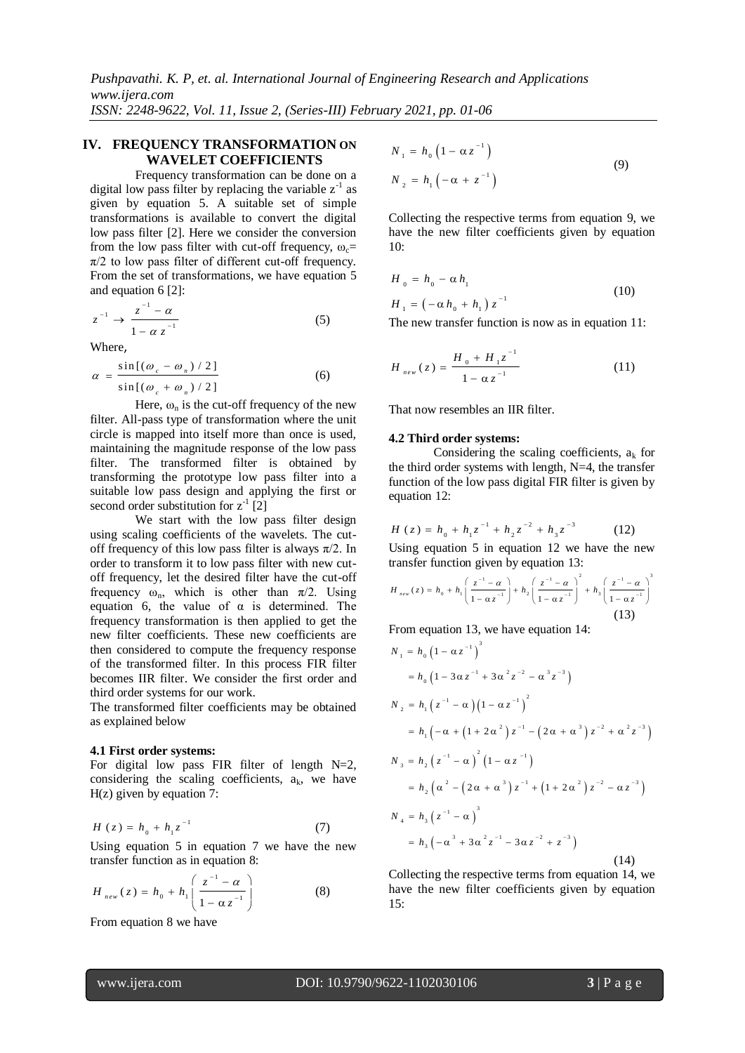## IV. FREQUENCY TRANSFORMATION ON WAVELET COEFFICIENTS

Frequency transformation can be done on a digital low pass filter by replacing the variable $z^{-1}$ as given by equation 5. A suitable set of simple transformations is available to convert the digital low pass filter [2]. Here we consider the conversion from the low pass filter with cut-off frequency, $\omega_c = \pi/2$ to low pass filter of different cut-off frequency. From the set of transformations, we have equation 5 and equation 6 [2]:

$$z^{-1} \rightarrow \frac{z^{-1} - \alpha}{1 - \alpha z^{-1}} \tag{5}$$

Where,

$$\alpha = \frac{\sin[(\omega_c - \omega_n)/2]}{\sin[(\omega_c + \omega_n)/2]} \tag{6}$$

Here, $\omega_n$ is the cut-off frequency of the new filter. All-pass type of transformation where the unit circle is mapped into itself more than once is used, maintaining the magnitude response of the low pass filter. The transformed filter is obtained by transforming the prototype low pass filter into a suitable low pass design and applying the first or second order substitution for $z^{-1}$ [2]

We start with the low pass filter design using scaling coefficients of the wavelets. The cut-off frequency of this low pass filter is always $\pi/2$. In order to transform it to low pass filter with new cut-off frequency, let the desired filter have the cut-off frequency $\omega_n$, which is other than $\pi/2$. Using equation 6, the value of $\alpha$ is determined. The frequency transformation is then applied to get the new filter coefficients. These new coefficients are then considered to compute the frequency response of the transformed filter. In this process FIR filter becomes IIR filter. We consider the first order and third order systems for our work.

The transformed filter coefficients may be obtained as explained below

### 4.1 First order systems:

For digital low pass FIR filter of length N=2, considering the scaling coefficients, $a_k$, we have H(z) given by equation 7:

$$H(z) = h_0 + h_1 z^{-1} \tag{7}$$

Using equation 5 in equation 7 we have the new transfer function as in equation 8:

$$H_{new}(z) = h_0 + h_1\left(\frac{z^{-1} - \alpha}{1 - \alpha z^{-1}}\right) \tag{8}$$

From equation 8 we have

$$\begin{aligned} N_1 &= h_0\left(1 - \alpha z^{-1}\right) \\ N_2 &= h_1\left(-\alpha + z^{-1}\right) \end{aligned} \tag{9}$$

Collecting the respective terms from equation 9, we have the new filter coefficients given by equation 10:

$$\begin{aligned} H_0 &= h_0 - \alpha h_1 \\ H_1 &= \left(-\alpha h_0 + h_1\right) z^{-1} \end{aligned} \tag{10}$$

The new transfer function is now as in equation 11:

$$H_{new}(z) = \frac{H_0 + H_1 z^{-1}}{1 - \alpha z^{-1}} \tag{11}$$

That now resembles an IIR filter.

### 4.2 Third order systems:

Considering the scaling coefficients, $a_k$ for the third order systems with length, N=4, the transfer function of the low pass digital FIR filter is given by equation 12:

$$H(z) = h_0 + h_1 z^{-1} + h_2 z^{-2} + h_3 z^{-3} \tag{12}$$

Using equation 5 in equation 12 we have the new transfer function given by equation 13:

$$H_{new}(z) = h_0 + h_1\left(\frac{z^{-1} - \alpha}{1 - \alpha z^{-1}}\right) + h_2\left(\frac{z^{-1} - \alpha}{1 - \alpha z^{-1}}\right)^2 + h_3\left(\frac{z^{-1} - \alpha}{1 - \alpha z^{-1}}\right)^3 \tag{13}$$

From equation 13, we have equation 14:

$$\begin{aligned} N_1 &= h_0\left(1 - \alpha z^{-1}\right)^3 \\ &= h_0\left(1 - 3\alpha z^{-1} + 3\alpha^2 z^{-2} - \alpha^3 z^{-3}\right) \\ N_2 &= h_1\left(z^{-1} - \alpha\right)\left(1 - \alpha z^{-1}\right)^2 \\ &= h_1\left(-\alpha + \left(1 + 2\alpha^2\right) z^{-1} - \left(2\alpha + \alpha^3\right) z^{-2} + \alpha^2 z^{-3}\right) \\ N_3 &= h_2\left(z^{-1} - \alpha\right)^2\left(1 - \alpha z^{-1}\right) \\ &= h_2\left(\alpha^2 - \left(2\alpha + \alpha^3\right) z^{-1} + \left(1 + 2\alpha^2\right) z^{-2} - \alpha z^{-3}\right) \\ N_4 &= h_3\left(z^{-1} - \alpha\right)^3 \\ &= h_3\left(-\alpha^3 + 3\alpha^2 z^{-1} - 3\alpha z^{-2} + z^{-3}\right) \end{aligned} \tag{14}$$

Collecting the respective terms from equation 14, we have the new filter coefficients given by equation 15: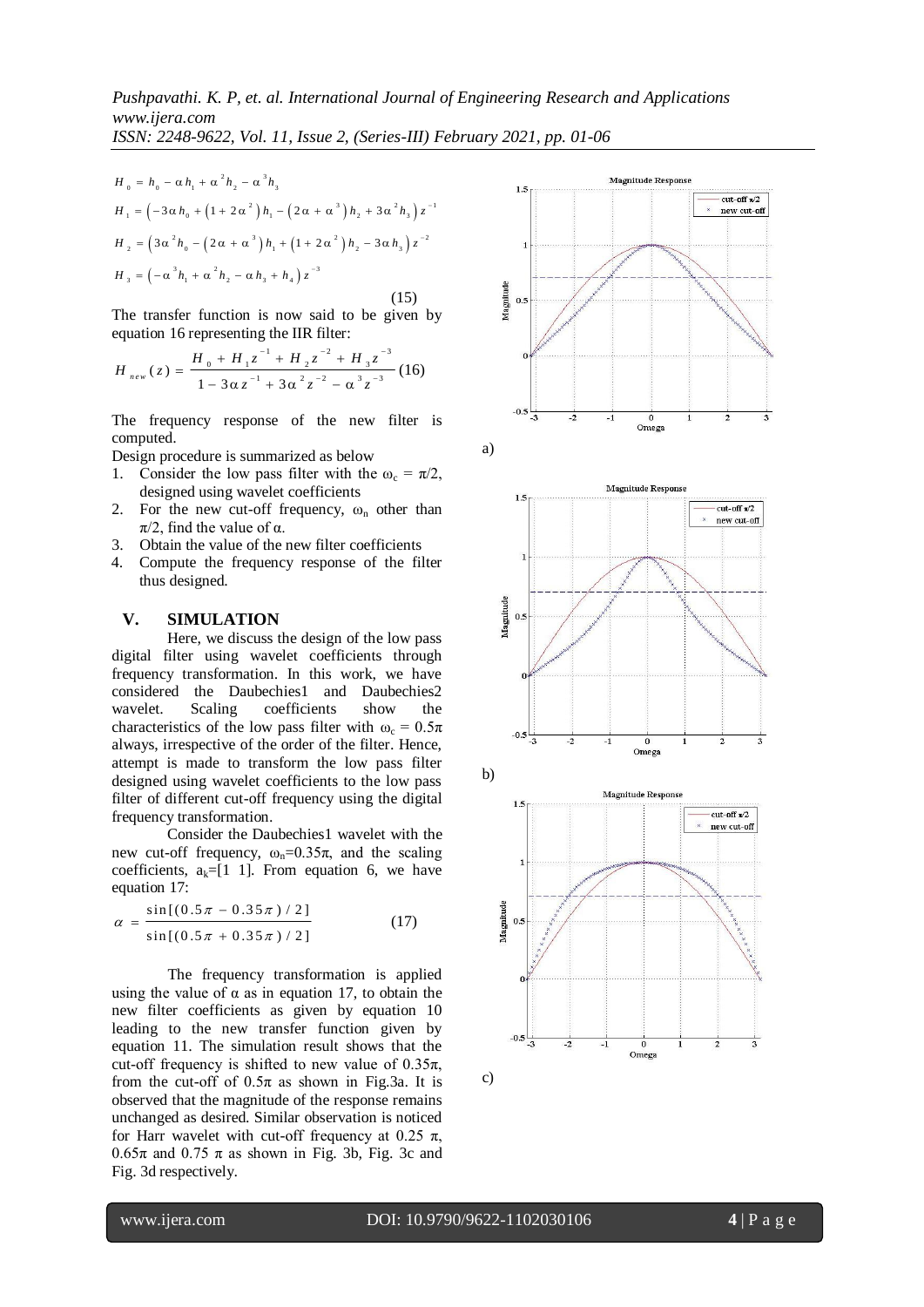$$H_0 = h_0 - \alpha h_1 + \alpha^2 h_2 - \alpha^3 h_3$$

$$H_1 = \left(-3\alpha h_0 + \left(1 + 2\alpha^2\right) h_1 - \left(2\alpha + \alpha^3\right) h_2 + 3\alpha^2 h_3\right) z^{-1}$$

$$H_2 = \left(3\alpha^2 h_0 - \left(2\alpha + \alpha^3\right) h_1 + \left(1 + 2\alpha^2\right) h_2 - 3\alpha h_3\right) z^{-2}$$

$$H_3 = \left(-\alpha^3 h_1 + \alpha^2 h_2 - \alpha h_3 + h_4\right) z^{-3} \tag{15}$$

The transfer function is now said to be given by equation 16 representing the IIR filter:

$$H_{new}(z) = \frac{H_0 + H_1 z^{-1} + H_2 z^{-2} + H_3 z^{-3}}{1 - 3\alpha z^{-1} + 3\alpha^2 z^{-2} - \alpha^3 z^{-3}} \tag{16}$$

The frequency response of the new filter is computed.

Design procedure is summarized as below

1. Consider the low pass filter with the $\omega_c = \pi/2$, designed using wavelet coefficients
2. For the new cut-off frequency, $\omega_n$ other than $\pi/2$, find the value of $\alpha$.
3. Obtain the value of the new filter coefficients
4. Compute the frequency response of the filter thus designed.

## V. SIMULATION

Here, we discuss the design of the low pass digital filter using wavelet coefficients through frequency transformation. In this work, we have considered the Daubechies1 and Daubechies2 wavelet. Scaling coefficients show the characteristics of the low pass filter with $\omega_c = 0.5\pi$ always, irrespective of the order of the filter. Hence, attempt is made to transform the low pass filter designed using wavelet coefficients to the low pass filter of different cut-off frequency using the digital frequency transformation.

Consider the Daubechies1 wavelet with the new cut-off frequency, $\omega_n = 0.35\pi$, and the scaling coefficients, $a_k = [1\ 1]$. From equation 6, we have equation 17:

$$\alpha = \frac{\sin[(0.5\pi - 0.35\pi)/2]}{\sin[(0.5\pi + 0.35\pi)/2]} \tag{17}$$

The frequency transformation is applied using the value of $\alpha$ as in equation 17, to obtain the new filter coefficients as given by equation 10 leading to the new transfer function given by equation 11. The simulation result shows that the cut-off frequency is shifted to new value of $0.35\pi$, from the cut-off of $0.5\pi$ as shown in Fig.3a. It is observed that the magnitude of the response remains unchanged as desired. Similar observation is noticed for Harr wavelet with cut-off frequency at $0.25\ \pi$, $0.65\pi$ and $0.75\ \pi$ as shown in Fig. 3b, Fig. 3c and Fig. 3d respectively.

a)

b)

c)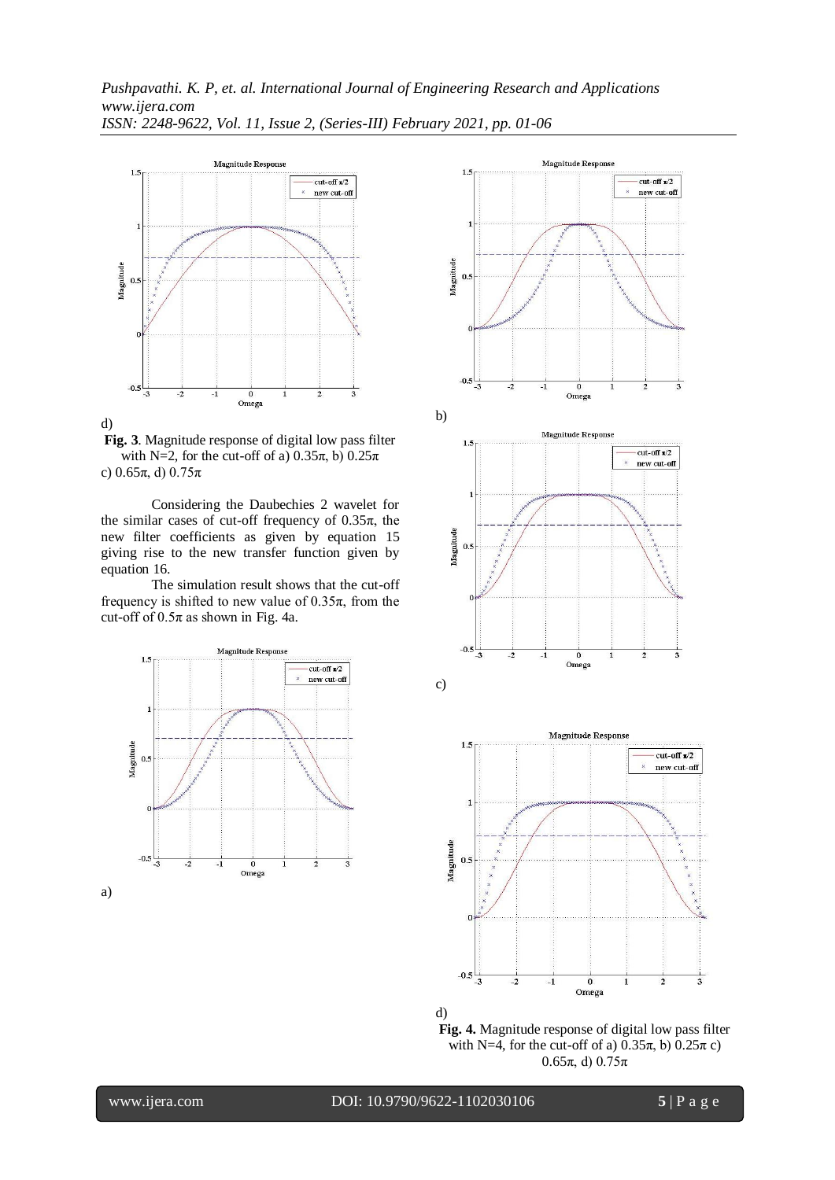d)

**Fig. 3**. Magnitude response of digital low pass filter with N=2, for the cut-off of a) 0.35π, b) 0.25π c) 0.65π, d) 0.75π

Considering the Daubechies 2 wavelet for the similar cases of cut-off frequency of 0.35π, the new filter coefficients as given by equation 15 giving rise to the new transfer function given by equation 16.

The simulation result shows that the cut-off frequency is shifted to new value of 0.35π, from the cut-off of 0.5π as shown in Fig. 4a.

a)

b)

c)

d)

**Fig. 4.** Magnitude response of digital low pass filter with N=4, for the cut-off of a) 0.35π, b) 0.25π c) 0.65π, d) 0.75π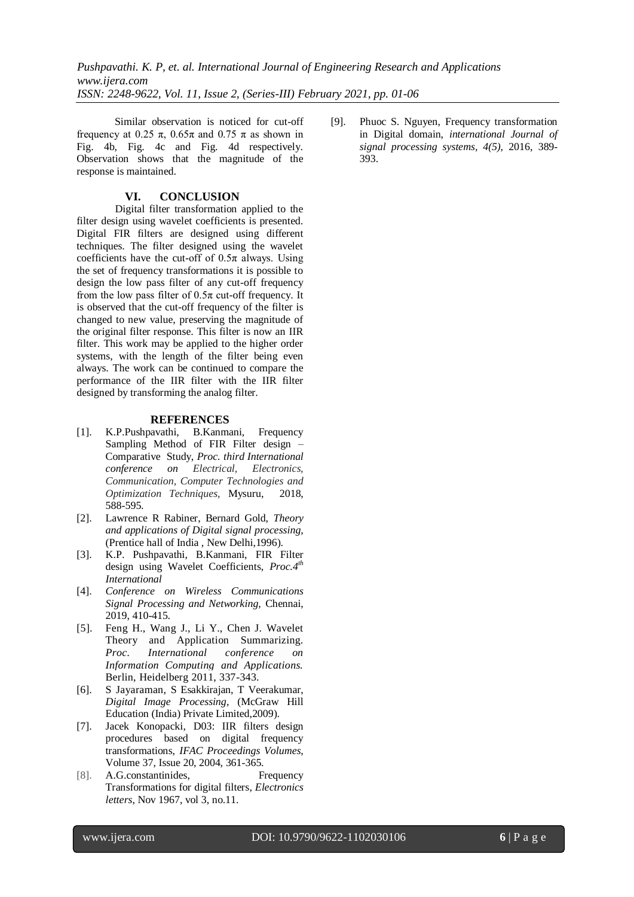Similar observation is noticed for cut-off frequency at 0.25 π, 0.65π and 0.75 π as shown in Fig. 4b, Fig. 4c and Fig. 4d respectively. Observation shows that the magnitude of the response is maintained.

## VI. CONCLUSION

Digital filter transformation applied to the filter design using wavelet coefficients is presented. Digital FIR filters are designed using different techniques. The filter designed using the wavelet coefficients have the cut-off of 0.5π always. Using the set of frequency transformations it is possible to design the low pass filter of any cut-off frequency from the low pass filter of 0.5π cut-off frequency. It is observed that the cut-off frequency of the filter is changed to new value, preserving the magnitude of the original filter response. This filter is now an IIR filter. This work may be applied to the higher order systems, with the length of the filter being even always. The work can be continued to compare the performance of the IIR filter with the IIR filter designed by transforming the analog filter.

## REFERENCES

[1]. K.P.Pushpavathi, B.Kanmani, Frequency Sampling Method of FIR Filter design – Comparative Study, *Proc. third International conference on Electrical, Electronics, Communication, Computer Technologies and Optimization Techniques*, Mysuru, 2018, 588-595.

[2]. Lawrence R Rabiner, Bernard Gold, *Theory and applications of Digital signal processing*, (Prentice hall of India , New Delhi,1996).

[3]. K.P. Pushpavathi, B.Kanmani, FIR Filter design using Wavelet Coefficients, *Proc.4th International*

[4]. *Conference on Wireless Communications Signal Processing and Networking*, Chennai, 2019, 410-415.

[5]. Feng H., Wang J., Li Y., Chen J. Wavelet Theory and Application Summarizing. *Proc. International conference on Information Computing and Applications.* Berlin, Heidelberg 2011, 337-343.

[6]. S Jayaraman, S Esakkirajan, T Veerakumar, *Digital Image Processing*, (McGraw Hill Education (India) Private Limited,2009).

[7]. Jacek Konopacki, D03: IIR filters design procedures based on digital frequency transformations, *IFAC Proceedings Volumes*, Volume 37, Issue 20, 2004, 361-365.

[8]. A.G.constantinides, Frequency Transformations for digital filters, *Electronics letters*, Nov 1967, vol 3, no.11.

[9]. Phuoc S. Nguyen, Frequency transformation in Digital domain, *international Journal of signal processing systems, 4(5)*, 2016, 389-393.